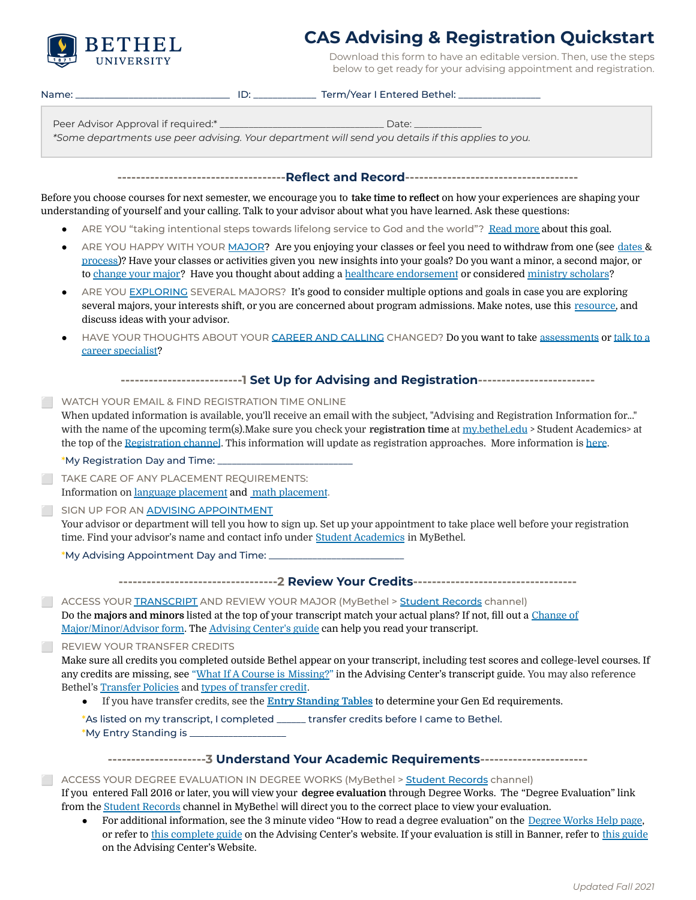BETHEL UNIVERSITY

# CAS Advising & Registration Quickstart

Download this form to have an editable version. Then, use the steps below to get ready for your advising appointment and registration.

Name: ______________________________ ID: ____________ Term/Year I Entered Bethel: _______________

Peer Advisor Approval if required:* ________________________________ Date: _____________

*Some departments use peer advising. Your department will send you details if this applies to you.*

## Reflect and Record

Before you choose courses for next semester, we encourage you to **take time to reflect** on how your experiences are shaping your understanding of yourself and your calling. Talk to your advisor about what you have learned. Ask these questions:

- ARE YOU "taking intentional steps towards lifelong service to God and the world"? Read more about this goal.
- ARE YOU HAPPY WITH YOUR MAJOR? Are you enjoying your classes or feel you need to withdraw from one (see dates & process)? Have your classes or activities given you new insights into your goals? Do you want a minor, a second major, or to change your major? Have you thought about adding a healthcare endorsement or considered ministry scholars?
- ARE YOU EXPLORING SEVERAL MAJORS? It's good to consider multiple options and goals in case you are exploring several majors, your interests shift, or you are concerned about program admissions. Make notes, use this resource, and discuss ideas with your advisor.
- HAVE YOUR THOUGHTS ABOUT YOUR CAREER AND CALLING CHANGED? Do you want to take assessments or talk to a career specialist?

## 1 Set Up for Advising and Registration

- [ ] WATCH YOUR EMAIL & FIND REGISTRATION TIME ONLINE

When updated information is available, you'll receive an email with the subject, "Advising and Registration Information for..." with the name of the upcoming term(s).Make sure you check your **registration time** at my.bethel.edu > Student Academics> at the top of the Registration channel. This information will update as registration approaches. More information is here.

*My Registration Day and Time: __________________________

- [ ] TAKE CARE OF ANY PLACEMENT REQUIREMENTS:

Information on language placement and math placement.

- [ ] SIGN UP FOR AN ADVISING APPOINTMENT

Your advisor or department will tell you how to sign up. Set up your appointment to take place well before your registration time. Find your advisor's name and contact info under Student Academics in MyBethel.

*My Advising Appointment Day and Time: __________________________

## 2 Review Your Credits

- [ ] ACCESS YOUR TRANSCRIPT AND REVIEW YOUR MAJOR (MyBethel > Student Records channel)

Do the **majors and minors** listed at the top of your transcript match your actual plans? If not, fill out a Change of Major/Minor/Advisor form. The Advising Center's guide can help you read your transcript.

- [ ] REVIEW YOUR TRANSFER CREDITS

Make sure all credits you completed outside Bethel appear on your transcript, including test scores and college-level courses. If any credits are missing, see "What If A Course is Missing?" in the Advising Center's transcript guide. You may also reference Bethel's Transfer Policies and types of transfer credit.

- If you have transfer credits, see the **Entry Standing Tables** to determine your Gen Ed requirements.

*As listed on my transcript, I completed ______ transfer credits before I came to Bethel.
*My Entry Standing is __________________

## 3 Understand Your Academic Requirements

- [ ] ACCESS YOUR DEGREE EVALUATION IN DEGREE WORKS (MyBethel > Student Records channel)

If you entered Fall 2016 or later, you will view your **degree evaluation** through Degree Works. The "Degree Evaluation" link from the Student Records channel in MyBethel will direct you to the correct place to view your evaluation.

- For additional information, see the 3 minute video "How to read a degree evaluation" on the Degree Works Help page, or refer to this complete guide on the Advising Center's website. If your evaluation is still in Banner, refer to this guide on the Advising Center's Website.

*Updated Fall 2021*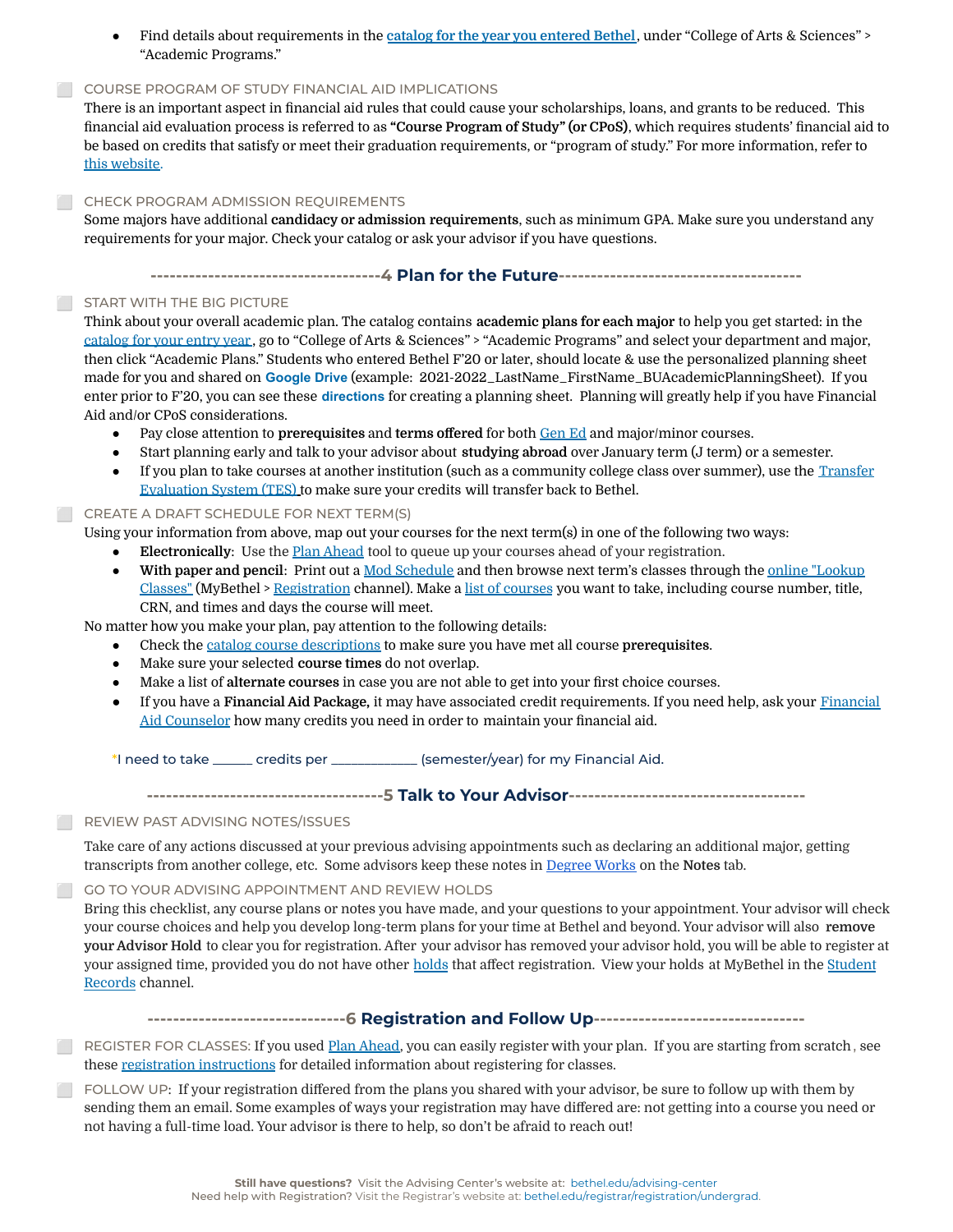- Find details about requirements in the catalog for the year you entered Bethel, under "College of Arts & Sciences" > "Academic Programs."

☐ COURSE PROGRAM OF STUDY FINANCIAL AID IMPLICATIONS
There is an important aspect in financial aid rules that could cause your scholarships, loans, and grants to be reduced. This financial aid evaluation process is referred to as **"Course Program of Study" (or CPoS)**, which requires students' financial aid to be based on credits that satisfy or meet their graduation requirements, or "program of study." For more information, refer to this website.

☐ CHECK PROGRAM ADMISSION REQUIREMENTS
Some majors have additional **candidacy or admission requirements**, such as minimum GPA. Make sure you understand any requirements for your major. Check your catalog or ask your advisor if you have questions.

## ------------------------------------4 Plan for the Future------------------------------------

☐ START WITH THE BIG PICTURE
Think about your overall academic plan. The catalog contains **academic plans for each major** to help you get started: in the catalog for your entry year, go to "College of Arts & Sciences" > "Academic Programs" and select your department and major, then click "Academic Plans." Students who entered Bethel F'20 or later, should locate & use the personalized planning sheet made for you and shared on **Google Drive** (example: 2021-2022_LastName_FirstName_BUAcademicPlanningSheet). If you enter prior to F'20, you can see these **directions** for creating a planning sheet. Planning will greatly help if you have Financial Aid and/or CPoS considerations.

- Pay close attention to **prerequisites** and **terms offered** for both Gen Ed and major/minor courses.
- Start planning early and talk to your advisor about **studying abroad** over January term (J term) or a semester.
- If you plan to take courses at another institution (such as a community college class over summer), use the Transfer Evaluation System (TES) to make sure your credits will transfer back to Bethel.

☐ CREATE A DRAFT SCHEDULE FOR NEXT TERM(S)
Using your information from above, map out your courses for the next term(s) in one of the following two ways:

- **Electronically**: Use the Plan Ahead tool to queue up your courses ahead of your registration.
- **With paper and pencil**: Print out a Mod Schedule and then browse next term's classes through the online "Lookup Classes" (MyBethel > Registration channel). Make a list of courses you want to take, including course number, title, CRN, and times and days the course will meet.

No matter how you make your plan, pay attention to the following details:

- Check the catalog course descriptions to make sure you have met all course **prerequisites**.
- Make sure your selected **course times** do not overlap.
- Make a list of **alternate courses** in case you are not able to get into your first choice courses.
- If you have a **Financial Aid Package,** it may have associated credit requirements. If you need help, ask your Financial Aid Counselor how many credits you need in order to maintain your financial aid.

*I need to take ______ credits per ____________ (semester/year) for my Financial Aid.

## ------------------------------------5 Talk to Your Advisor------------------------------------

☐ REVIEW PAST ADVISING NOTES/ISSUES
Take care of any actions discussed at your previous advising appointments such as declaring an additional major, getting transcripts from another college, etc. Some advisors keep these notes in Degree Works on the **Notes** tab.

☐ GO TO YOUR ADVISING APPOINTMENT AND REVIEW HOLDS
Bring this checklist, any course plans or notes you have made, and your questions to your appointment. Your advisor will check your course choices and help you develop long-term plans for your time at Bethel and beyond. Your advisor will also **remove your Advisor Hold** to clear you for registration. After your advisor has removed your advisor hold, you will be able to register at your assigned time, provided you do not have other holds that affect registration. View your holds at MyBethel in the Student Records channel.

## ------------------------------6 Registration and Follow Up--------------------------------

☐ REGISTER FOR CLASSES: If you used Plan Ahead, you can easily register with your plan. If you are starting from scratch, see these registration instructions for detailed information about registering for classes.

☐ FOLLOW UP: If your registration differed from the plans you shared with your advisor, be sure to follow up with them by sending them an email. Some examples of ways your registration may have differed are: not getting into a course you need or not having a full-time load. Your advisor is there to help, so don't be afraid to reach out!

**Still have questions?** Visit the Advising Center's website at: bethel.edu/advising-center
Need help with Registration? Visit the Registrar's website at: bethel.edu/registrar/registration/undergrad.